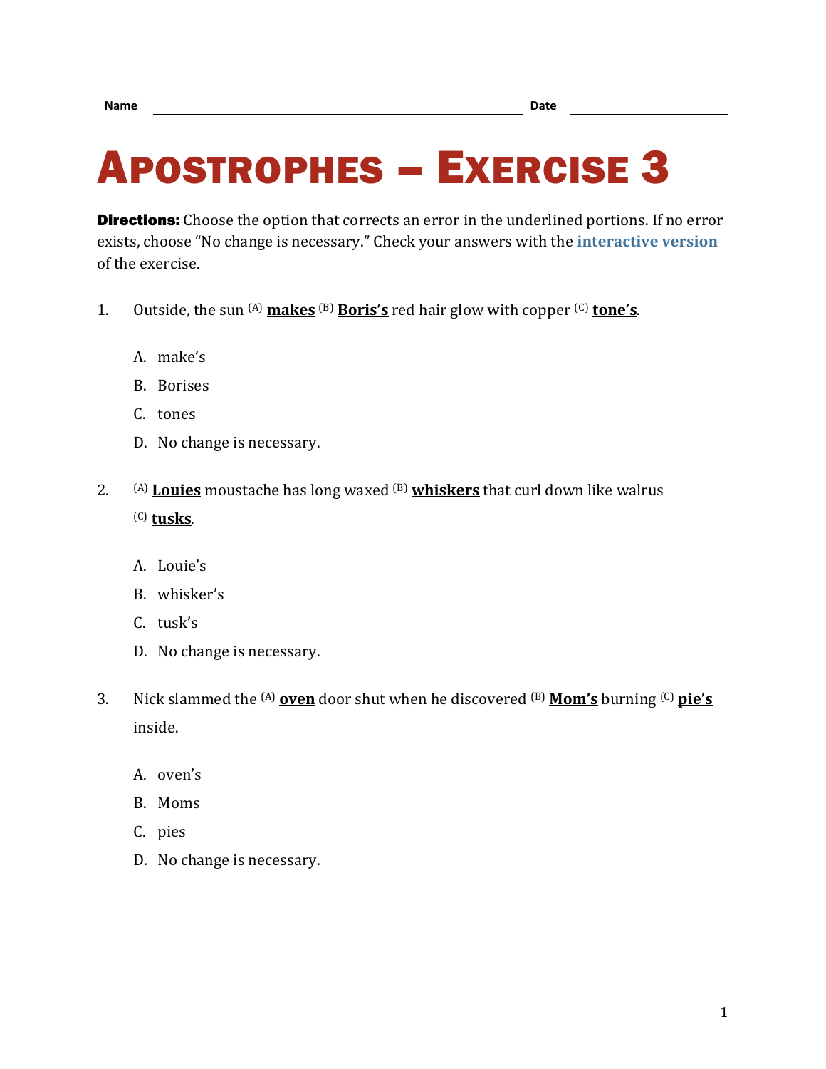Name \_\_\_\_\_\_\_\_\_\_\_\_\_\_\_\_\_\_\_\_\_\_\_\_\_\_\_\_\_\_\_\_\_\_\_\_\_\_\_\_ Date \_\_\_\_\_\_\_\_\_\_\_\_\_\_\_\_\_\_\_\_

# Apostrophes – Exercise 3

**Directions:** Choose the option that corrects an error in the underlined portions. If no error exists, choose "No change is necessary." Check your answers with the **interactive version** of the exercise.

1. Outside, the sun (A) **<u>makes</u>** (B) **<u>Boris's</u>** red hair glow with copper (C) **<u>tone's</u>**.

   A. make's
   
   B. Borises
   
   C. tones
   
   D. No change is necessary.

2. (A) **<u>Louies</u>** moustache has long waxed (B) **<u>whiskers</u>** that curl down like walrus (C) **<u>tusks</u>**.

   A. Louie's
   
   B. whisker's
   
   C. tusk's
   
   D. No change is necessary.

3. Nick slammed the (A) **<u>oven</u>** door shut when he discovered (B) **<u>Mom's</u>** burning (C) **<u>pie's</u>** inside.

   A. oven's
   
   B. Moms
   
   C. pies
   
   D. No change is necessary.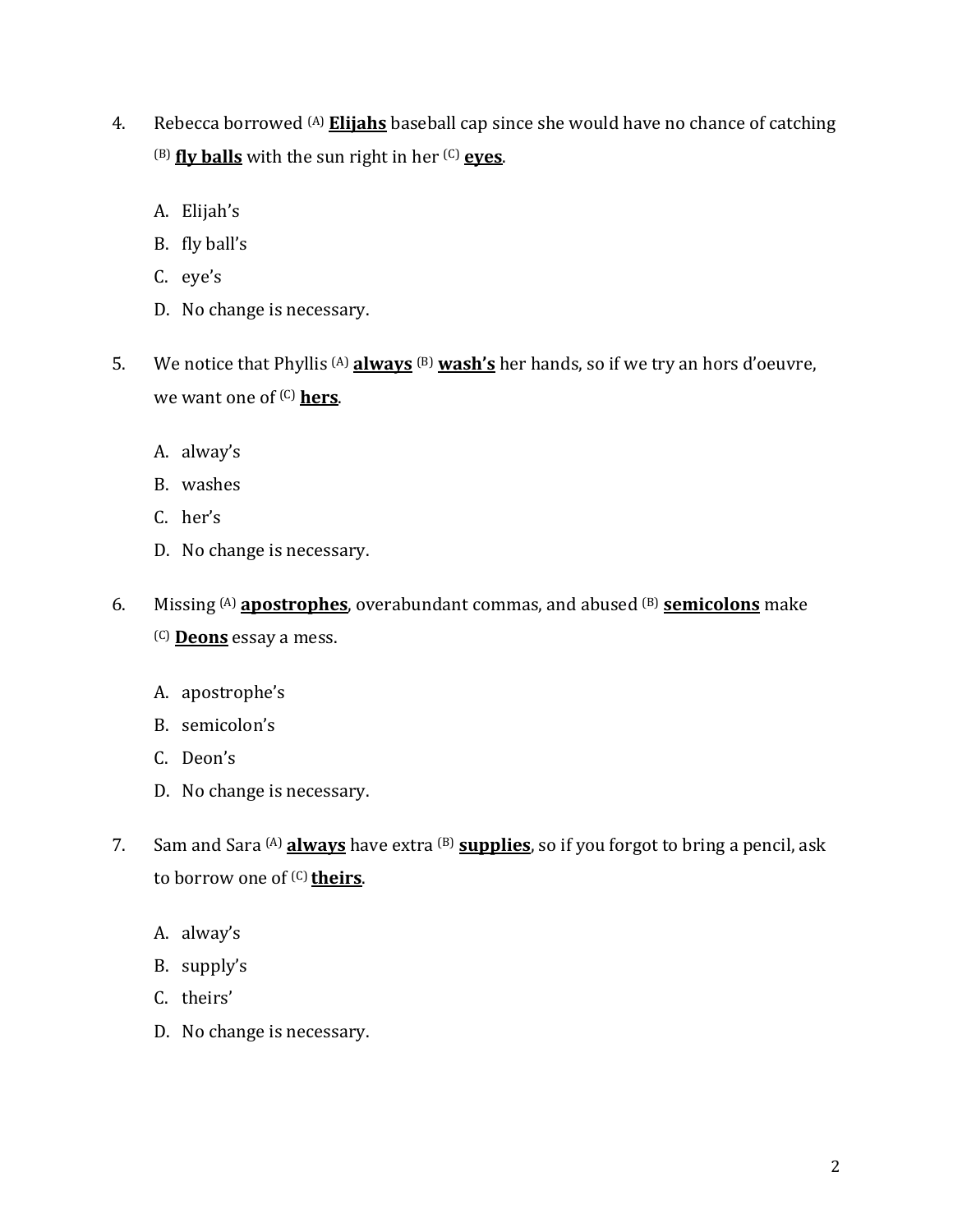4. Rebecca borrowed (A) **<u>Elijahs</u>** baseball cap since she would have no chance of catching (B) **<u>fly balls</u>** with the sun right in her (C) **<u>eyes</u>**.

   A. Elijah's
   B. fly ball's
   C. eye's
   D. No change is necessary.

5. We notice that Phyllis (A) **<u>always</u>** (B) **<u>wash's</u>** her hands, so if we try an hors d'oeuvre, we want one of (C) **<u>hers</u>**.

   A. alway's
   B. washes
   C. her's
   D. No change is necessary.

6. Missing (A) **<u>apostrophes</u>**, overabundant commas, and abused (B) **<u>semicolons</u>** make (C) **<u>Deons</u>** essay a mess.

   A. apostrophe's
   B. semicolon's
   C. Deon's
   D. No change is necessary.

7. Sam and Sara (A) **<u>always</u>** have extra (B) **<u>supplies</u>**, so if you forgot to bring a pencil, ask to borrow one of (C) **<u>theirs</u>**.

   A. alway's
   B. supply's
   C. theirs'
   D. No change is necessary.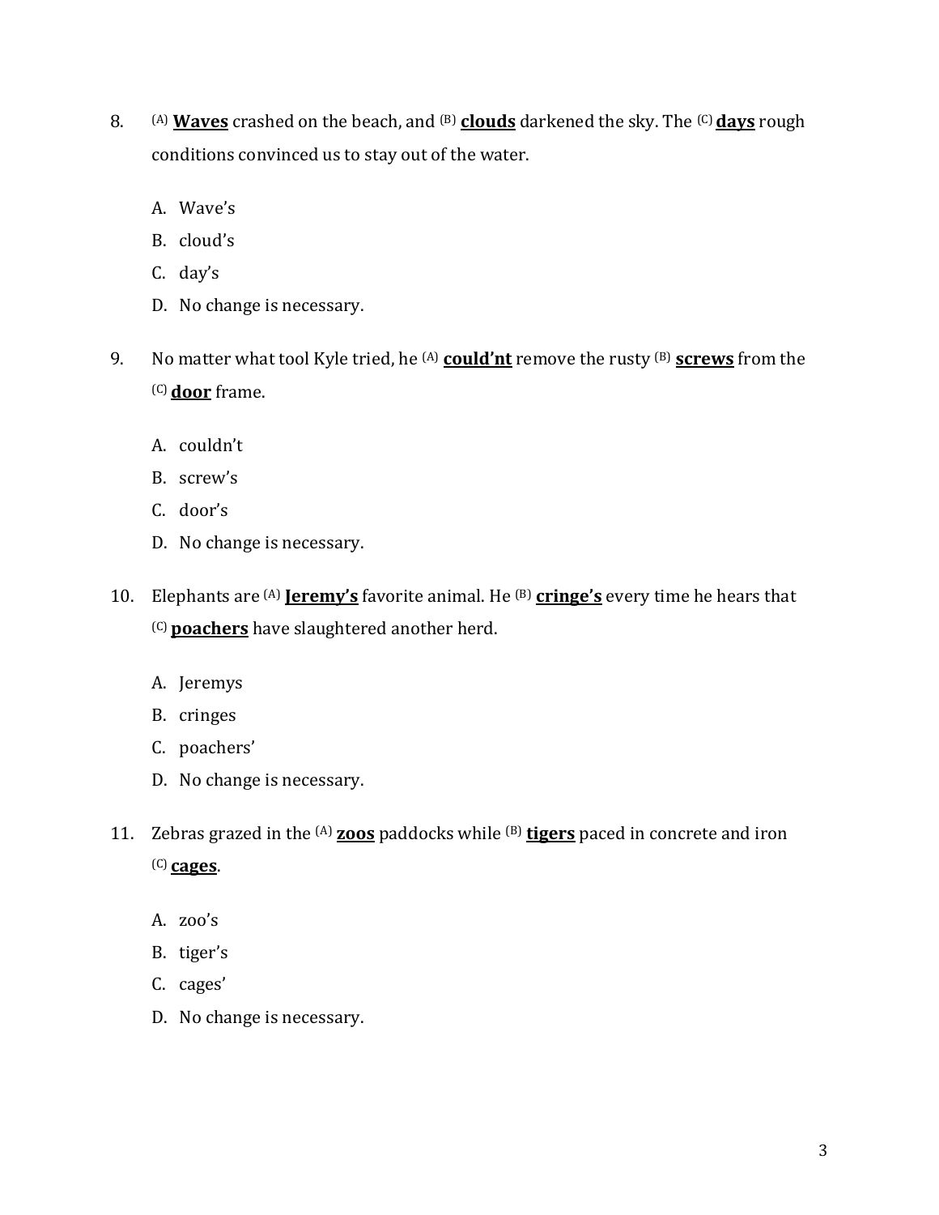8. [(A)] **<u>Waves</u>** crashed on the beach, and [(B)] **<u>clouds</u>** darkened the sky. The [(C)] **<u>days</u>** rough conditions convinced us to stay out of the water.

   A. Wave's
   B. cloud's
   C. day's
   D. No change is necessary.

9. No matter what tool Kyle tried, he [(A)] **<u>could'nt</u>** remove the rusty [(B)] **<u>screws</u>** from the [(C)] **<u>door</u>** frame.

   A. couldn't
   B. screw's
   C. door's
   D. No change is necessary.

10. Elephants are [(A)] **<u>Jeremy's</u>** favorite animal. He [(B)] **<u>cringe's</u>** every time he hears that [(C)] **<u>poachers</u>** have slaughtered another herd.

    A. Jeremys
    B. cringes
    C. poachers'
    D. No change is necessary.

11. Zebras grazed in the [(A)] **<u>zoos</u>** paddocks while [(B)] **<u>tigers</u>** paced in concrete and iron [(C)] **<u>cages</u>**.

    A. zoo's
    B. tiger's
    C. cages'
    D. No change is necessary.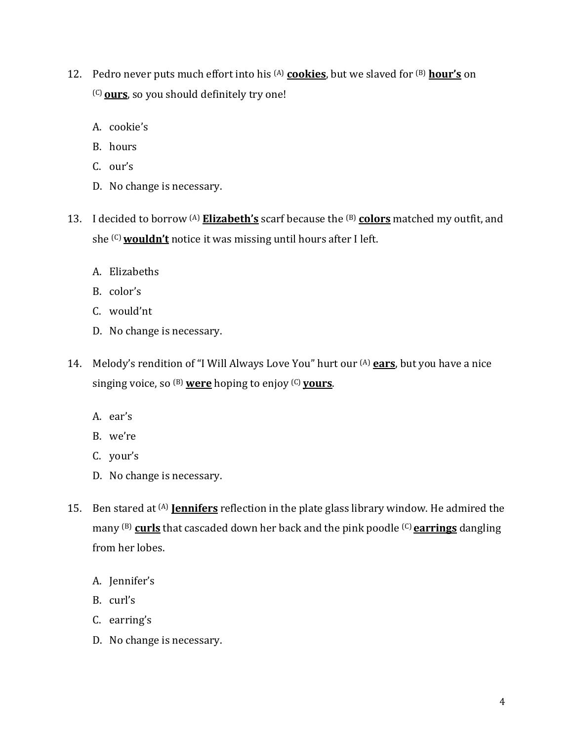12. Pedro never puts much effort into his [(A)] **<u>cookies</u>**, but we slaved for [(B)] **<u>hour's</u>** on [(C)] **<u>ours</u>**, so you should definitely try one!

    A. cookie's

    B. hours

    C. our's

    D. No change is necessary.

13. I decided to borrow [(A)] **<u>Elizabeth's</u>** scarf because the [(B)] **<u>colors</u>** matched my outfit, and she [(C)] **<u>wouldn't</u>** notice it was missing until hours after I left.

    A. Elizabeths

    B. color's

    C. would'nt

    D. No change is necessary.

14. Melody's rendition of "I Will Always Love You" hurt our [(A)] **<u>ears</u>**, but you have a nice singing voice, so [(B)] **<u>were</u>** hoping to enjoy [(C)] **<u>yours</u>**.

    A. ear's

    B. we're

    C. your's

    D. No change is necessary.

15. Ben stared at [(A)] **<u>Jennifers</u>** reflection in the plate glass library window. He admired the many [(B)] **<u>curls</u>** that cascaded down her back and the pink poodle [(C)] **<u>earrings</u>** dangling from her lobes.

    A. Jennifer's

    B. curl's

    C. earring's

    D. No change is necessary.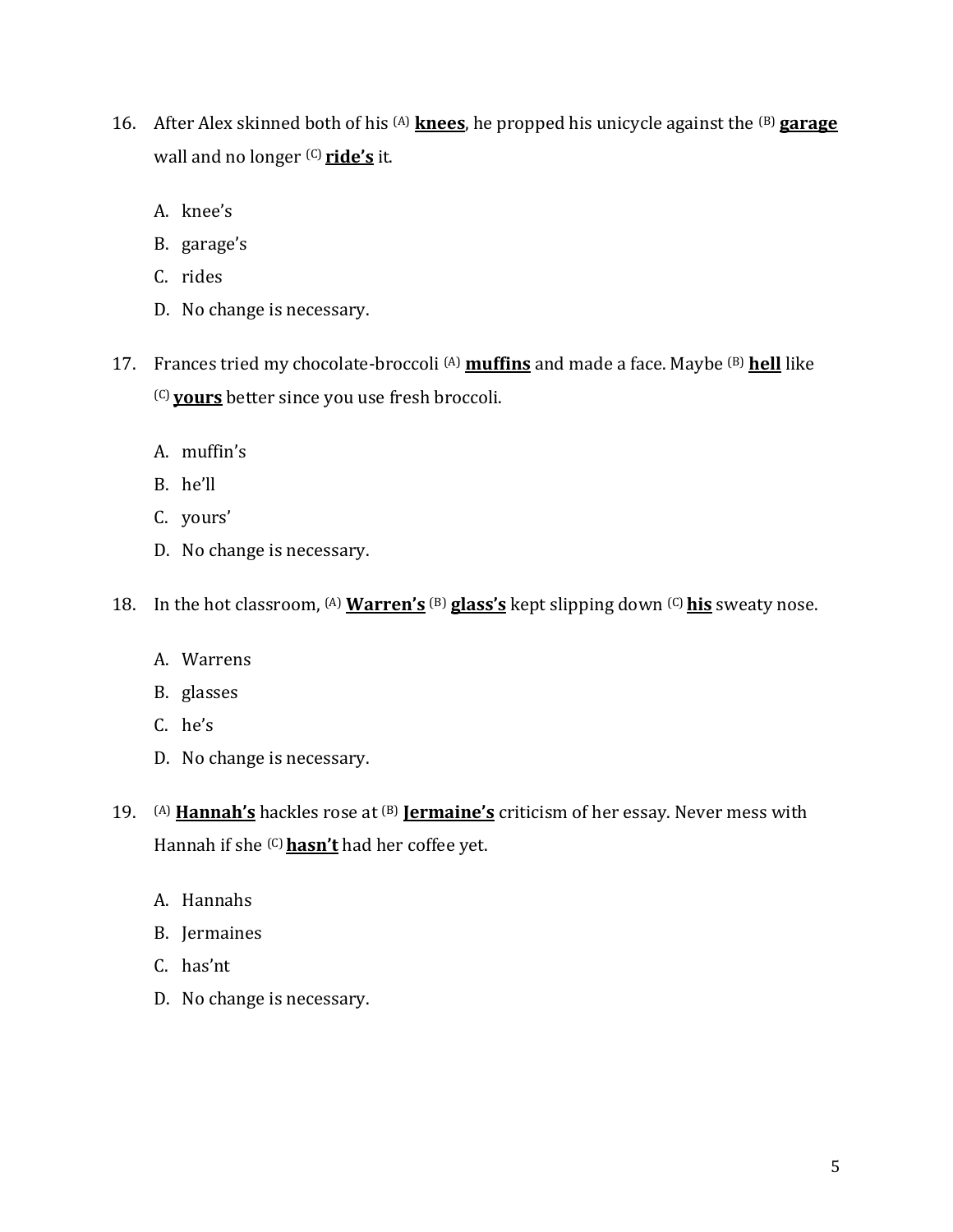16. After Alex skinned both of his (A) **knees**, he propped his unicycle against the (B) **garage** wall and no longer (C) **ride's** it.

    A. knee's
    B. garage's
    C. rides
    D. No change is necessary.

17. Frances tried my chocolate-broccoli (A) **muffins** and made a face. Maybe (B) **hell** like (C) **yours** better since you use fresh broccoli.

    A. muffin's
    B. he'll
    C. yours'
    D. No change is necessary.

18. In the hot classroom, (A) **Warren's** (B) **glass's** kept slipping down (C) **his** sweaty nose.

    A. Warrens
    B. glasses
    C. he's
    D. No change is necessary.

19. (A) **Hannah's** hackles rose at (B) **Jermaine's** criticism of her essay. Never mess with Hannah if she (C) **hasn't** had her coffee yet.

    A. Hannahs
    B. Jermaines
    C. has'nt
    D. No change is necessary.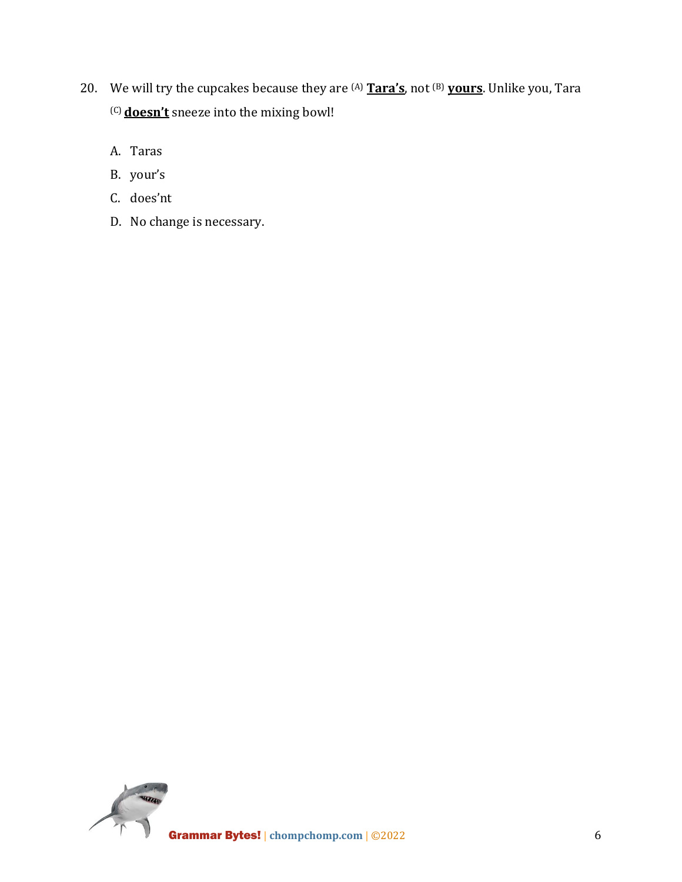20. We will try the cupcakes because they are (A) **<u>Tara's</u>**, not (B) **<u>yours</u>**. Unlike you, Tara (C) **<u>doesn't</u>** sneeze into the mixing bowl!

    A. Taras

    B. your's

    C. does'nt

    D. No change is necessary.